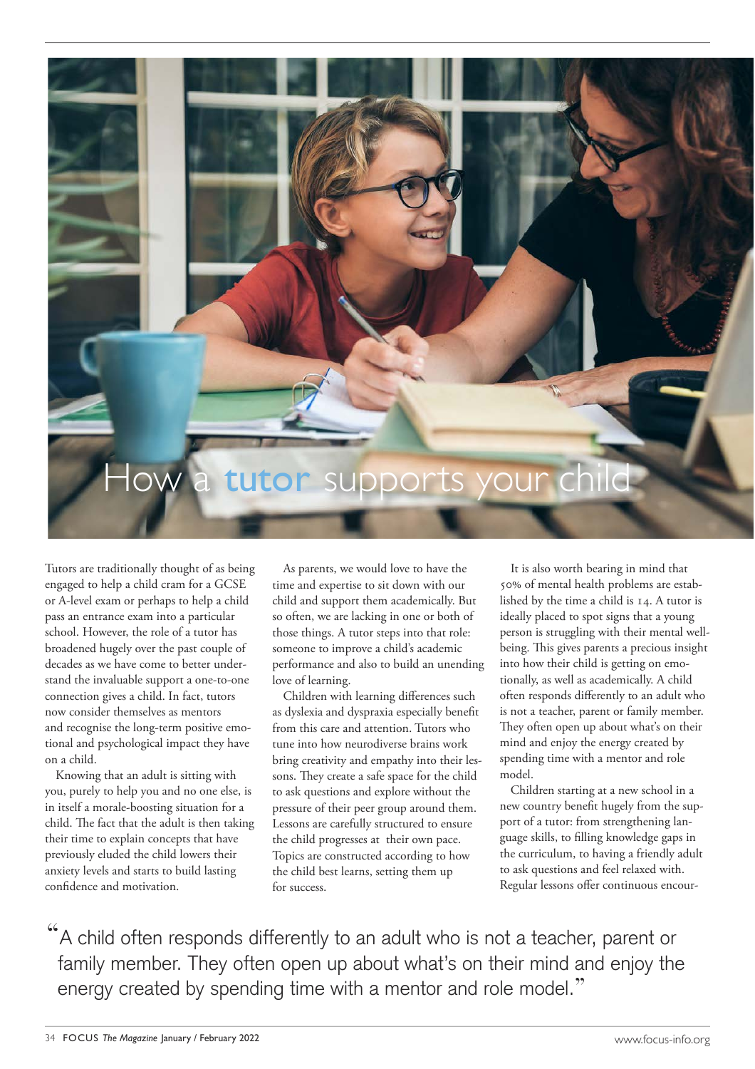# How a tutor supports your child

Tutors are traditionally thought of as being engaged to help a child cram for a GCSE or A-level exam or perhaps to help a child pass an entrance exam into a particular school. However, the role of a tutor has broadened hugely over the past couple of decades as we have come to better understand the invaluable support a one-to-one connection gives a child. In fact, tutors now consider themselves as mentors and recognise the long-term positive emotional and psychological impact they have on a child.

Knowing that an adult is sitting with you, purely to help you and no one else, is in itself a morale-boosting situation for a child. The fact that the adult is then taking their time to explain concepts that have previously eluded the child lowers their anxiety levels and starts to build lasting confidence and motivation.

As parents, we would love to have the time and expertise to sit down with our child and support them academically. But so often, we are lacking in one or both of those things. A tutor steps into that role: someone to improve a child's academic performance and also to build an unending love of learning.

Children with learning differences such as dyslexia and dyspraxia especially benefit from this care and attention. Tutors who tune into how neurodiverse brains work bring creativity and empathy into their lessons. They create a safe space for the child to ask questions and explore without the pressure of their peer group around them. Lessons are carefully structured to ensure the child progresses at their own pace. Topics are constructed according to how the child best learns, setting them up for success.

It is also worth bearing in mind that 50% of mental health problems are established by the time a child is 14. A tutor is ideally placed to spot signs that a young person is struggling with their mental wellbeing. This gives parents a precious insight into how their child is getting on emotionally, as well as academically. A child often responds differently to an adult who is not a teacher, parent or family member. They often open up about what's on their mind and enjoy the energy created by spending time with a mentor and role model.

Children starting at a new school in a new country benefit hugely from the support of a tutor: from strengthening language skills, to filling knowledge gaps in the curriculum, to having a friendly adult to ask questions and feel relaxed with. Regular lessons offer continuous encour-

> "A child often responds differently to an adult who is not a teacher, parent or family member. They often open up about what's on their mind and enjoy the energy created by spending time with a mentor and role model."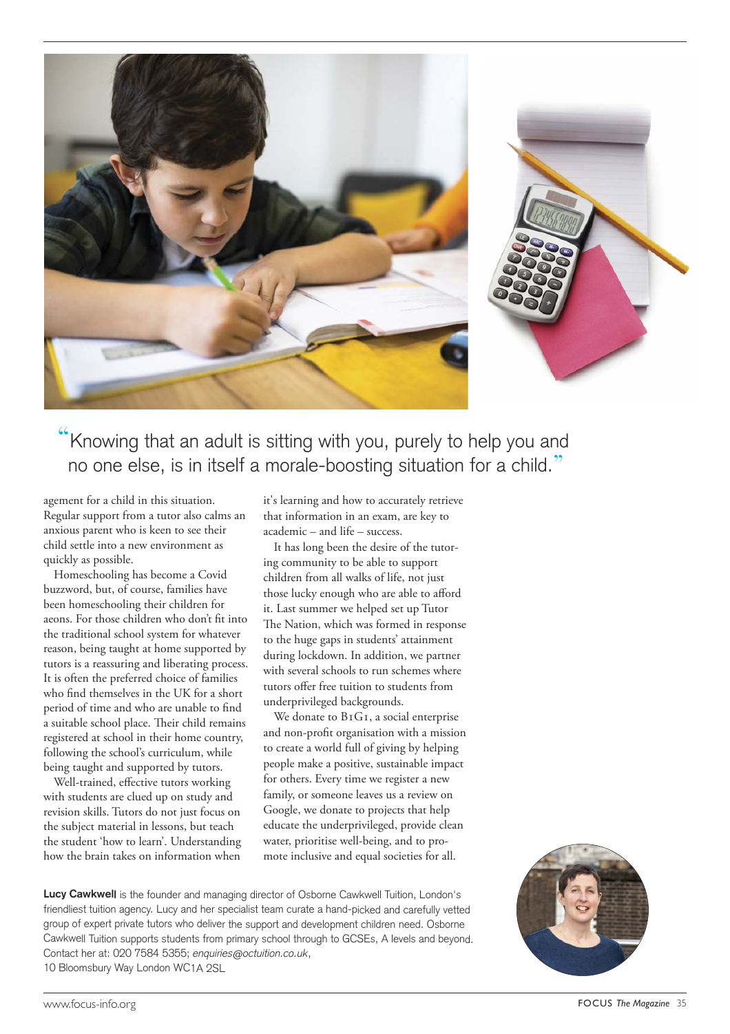> "Knowing that an adult is sitting with you, purely to help you and no one else, is in itself a morale-boosting situation for a child."

agement for a child in this situation. Regular support from a tutor also calms an anxious parent who is keen to see their child settle into a new environment as quickly as possible.

Homeschooling has become a Covid buzzword, but, of course, families have been homeschooling their children for aeons. For those children who don't fit into the traditional school system for whatever reason, being taught at home supported by tutors is a reassuring and liberating process. It is often the preferred choice of families who find themselves in the UK for a short period of time and who are unable to find a suitable school place. Their child remains registered at school in their home country, following the school's curriculum, while being taught and supported by tutors.

Well-trained, effective tutors working with students are clued up on study and revision skills. Tutors do not just focus on the subject material in lessons, but teach the student 'how to learn'. Understanding how the brain takes on information when it's learning and how to accurately retrieve that information in an exam, are key to academic – and life – success.

It has long been the desire of the tutoring community to be able to support children from all walks of life, not just those lucky enough who are able to afford it. Last summer we helped set up Tutor The Nation, which was formed in response to the huge gaps in students' attainment during lockdown. In addition, we partner with several schools to run schemes where tutors offer free tuition to students from underprivileged backgrounds.

We donate to B1G1, a social enterprise and non-profit organisation with a mission to create a world full of giving by helping people make a positive, sustainable impact for others. Every time we register a new family, or someone leaves us a review on Google, we donate to projects that help educate the underprivileged, provide clean water, prioritise well-being, and to promote inclusive and equal societies for all.

**Lucy Cawkwell** is the founder and managing director of Osborne Cawkwell Tuition, London's friendliest tuition agency. Lucy and her specialist team curate a hand-picked and carefully vetted group of expert private tutors who deliver the support and development children need. Osborne Cawkwell Tuition supports students from primary school through to GCSEs, A levels and beyond. Contact her at: 020 7584 5355; *enquiries@octuition.co.uk*, 10 Bloomsbury Way London WC1A 2SL